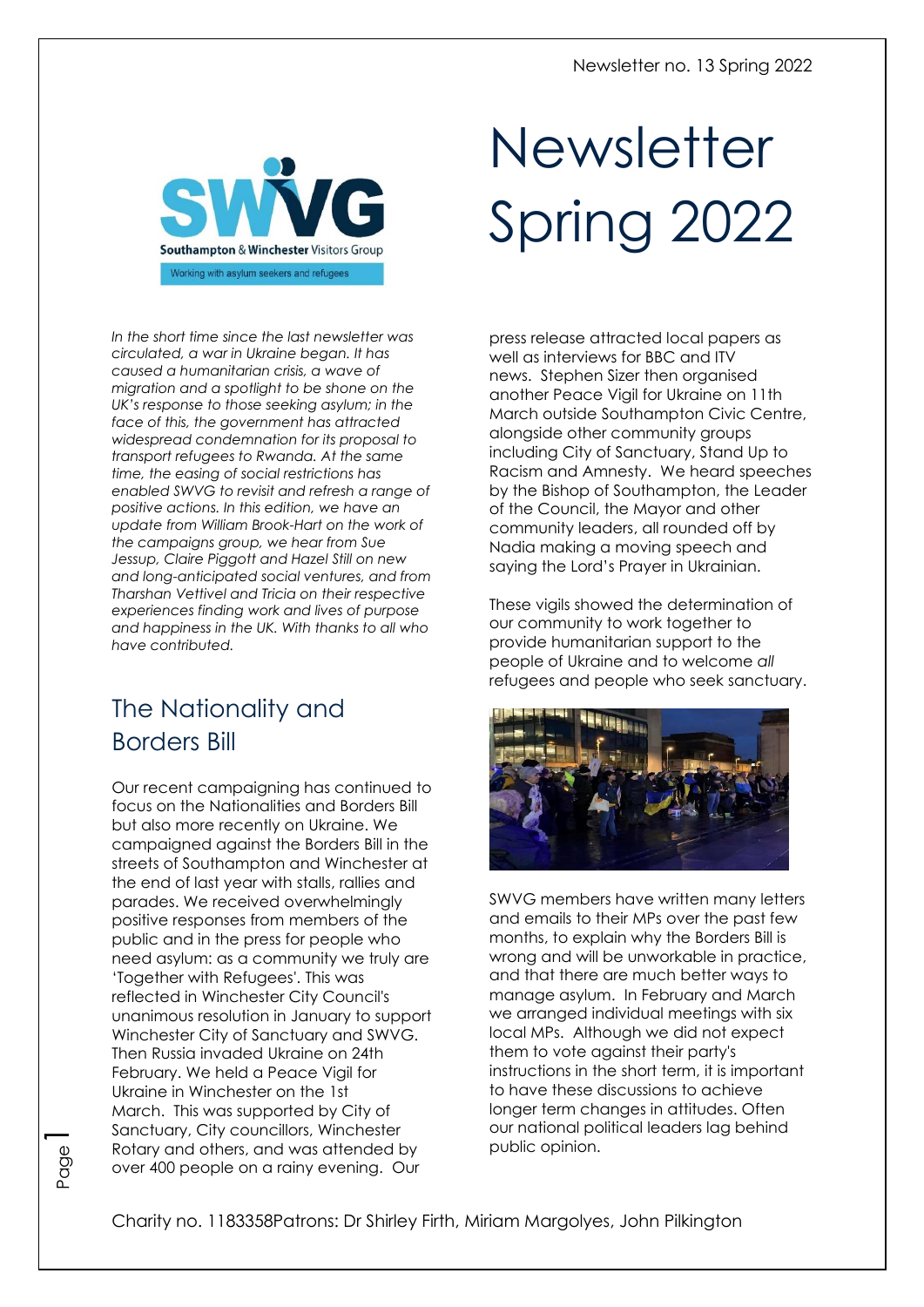Newsletter no. 13 Spring 2022

# Newsletter Spring 2022

*In the short time since the last newsletter was circulated, a war in Ukraine began. It has caused a humanitarian crisis, a wave of migration and a spotlight to be shone on the UK's response to those seeking asylum; in the face of this, the government has attracted widespread condemnation for its proposal to transport refugees to Rwanda. At the same time, the easing of social restrictions has enabled SWVG to revisit and refresh a range of positive actions. In this edition, we have an update from William Brook-Hart on the work of the campaigns group, we hear from Sue Jessup, Claire Piggott and Hazel Still on new and long-anticipated social ventures, and from Tharshan Vettivel and Tricia on their respective experiences finding work and lives of purpose and happiness in the UK. With thanks to all who have contributed.*

## The Nationality and Borders Bill

Our recent campaigning has continued to focus on the Nationalities and Borders Bill but also more recently on Ukraine. We campaigned against the Borders Bill in the streets of Southampton and Winchester at the end of last year with stalls, rallies and parades. We received overwhelmingly positive responses from members of the public and in the press for people who need asylum: as a community we truly are 'Together with Refugees'. This was reflected in Winchester City Council's unanimous resolution in January to support Winchester City of Sanctuary and SWVG. Then Russia invaded Ukraine on 24th February. We held a Peace Vigil for Ukraine in Winchester on the 1st March. This was supported by City of Sanctuary, City councillors, Winchester Rotary and others, and was attended by over 400 people on a rainy evening. Our press release attracted local papers as well as interviews for BBC and ITV news. Stephen Sizer then organised another Peace Vigil for Ukraine on 11th March outside Southampton Civic Centre, alongside other community groups including City of Sanctuary, Stand Up to Racism and Amnesty. We heard speeches by the Bishop of Southampton, the Leader of the Council, the Mayor and other community leaders, all rounded off by Nadia making a moving speech and saying the Lord's Prayer in Ukrainian.

These vigils showed the determination of our community to work together to provide humanitarian support to the people of Ukraine and to welcome *all* refugees and people who seek sanctuary.

SWVG members have written many letters and emails to their MPs over the past few months, to explain why the Borders Bill is wrong and will be unworkable in practice, and that there are much better ways to manage asylum. In February and March we arranged individual meetings with six local MPs. Although we did not expect them to vote against their party's instructions in the short term, it is important to have these discussions to achieve longer term changes in attitudes. Often our national political leaders lag behind public opinion.

Charity no. 1183358 Patrons: Dr Shirley Firth, Miriam Margolyes, John Pilkington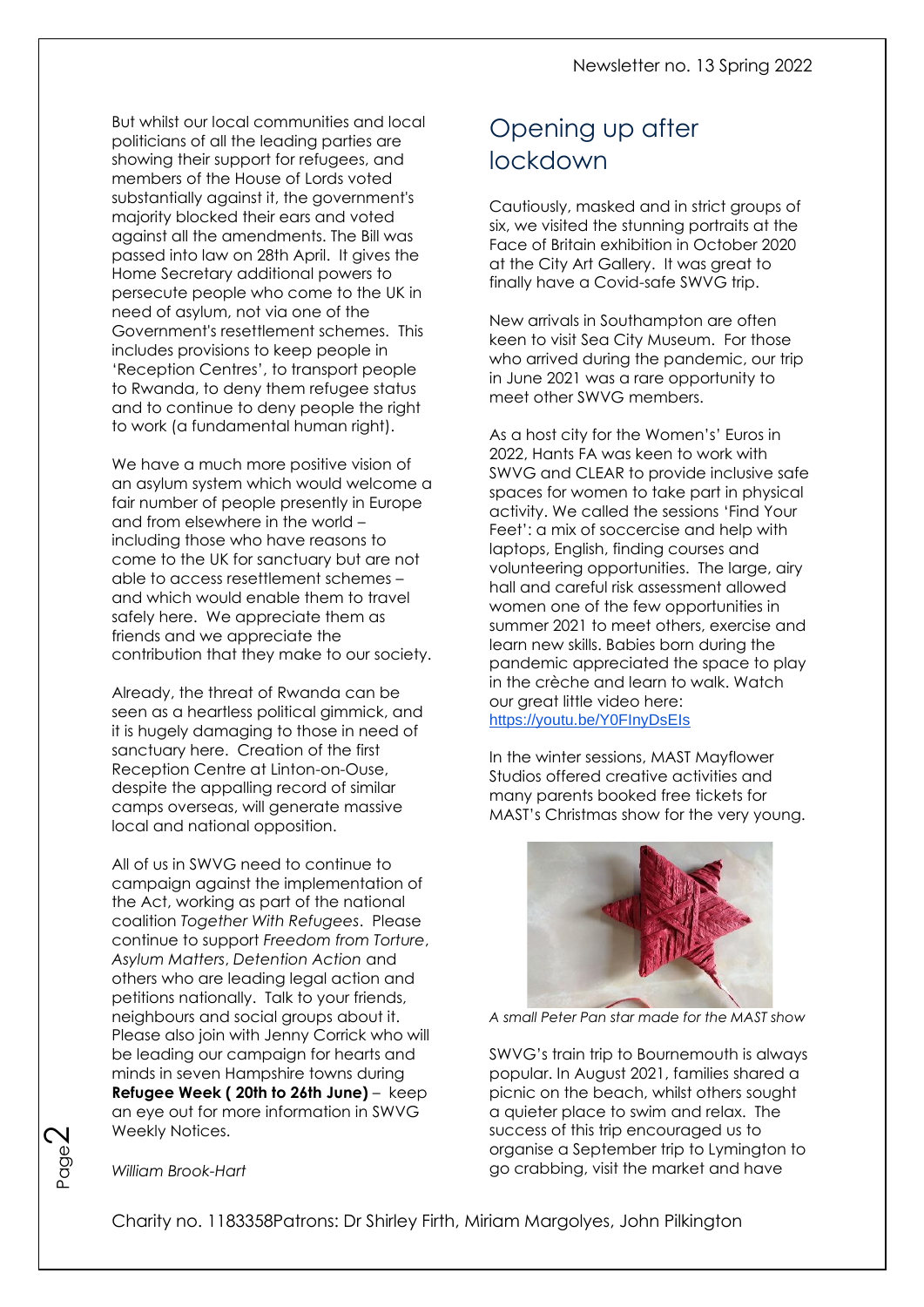But whilst our local communities and local politicians of all the leading parties are showing their support for refugees, and members of the House of Lords voted substantially against it, the government's majority blocked their ears and voted against all the amendments. The Bill was passed into law on 28th April. It gives the Home Secretary additional powers to persecute people who come to the UK in need of asylum, not via one of the Government's resettlement schemes. This includes provisions to keep people in 'Reception Centres', to transport people to Rwanda, to deny them refugee status and to continue to deny people the right to work (a fundamental human right).

We have a much more positive vision of an asylum system which would welcome a fair number of people presently in Europe and from elsewhere in the world – including those who have reasons to come to the UK for sanctuary but are not able to access resettlement schemes – and which would enable them to travel safely here. We appreciate them as friends and we appreciate the contribution that they make to our society.

Already, the threat of Rwanda can be seen as a heartless political gimmick, and it is hugely damaging to those in need of sanctuary here. Creation of the first Reception Centre at Linton-on-Ouse, despite the appalling record of similar camps overseas, will generate massive local and national opposition.

All of us in SWVG need to continue to campaign against the implementation of the Act, working as part of the national coalition *Together With Refugees*. Please continue to support *Freedom from Torture*, *Asylum Matters*, *Detention Action* and others who are leading legal action and petitions nationally. Talk to your friends, neighbours and social groups about it. Please also join with Jenny Corrick who will be leading our campaign for hearts and minds in seven Hampshire towns during **Refugee Week ( 20th to 26th June)** – keep an eye out for more information in SWVG Weekly Notices.

*William Brook-Hart*

## Opening up after lockdown

Cautiously, masked and in strict groups of six, we visited the stunning portraits at the Face of Britain exhibition in October 2020 at the City Art Gallery. It was great to finally have a Covid-safe SWVG trip.

New arrivals in Southampton are often keen to visit Sea City Museum. For those who arrived during the pandemic, our trip in June 2021 was a rare opportunity to meet other SWVG members.

As a host city for the Women's' Euros in 2022, Hants FA was keen to work with SWVG and CLEAR to provide inclusive safe spaces for women to take part in physical activity. We called the sessions 'Find Your Feet': a mix of soccercise and help with laptops, English, finding courses and volunteering opportunities. The large, airy hall and careful risk assessment allowed women one of the few opportunities in summer 2021 to meet others, exercise and learn new skills. Babies born during the pandemic appreciated the space to play in the crèche and learn to walk. Watch our great little video here: https://youtu.be/Y0FInyDsEIs

In the winter sessions, MAST Mayflower Studios offered creative activities and many parents booked free tickets for MAST's Christmas show for the very young.

*A small Peter Pan star made for the MAST show*

SWVG's train trip to Bournemouth is always popular. In August 2021, families shared a picnic on the beach, whilst others sought a quieter place to swim and relax. The success of this trip encouraged us to organise a September trip to Lymington to go crabbing, visit the market and have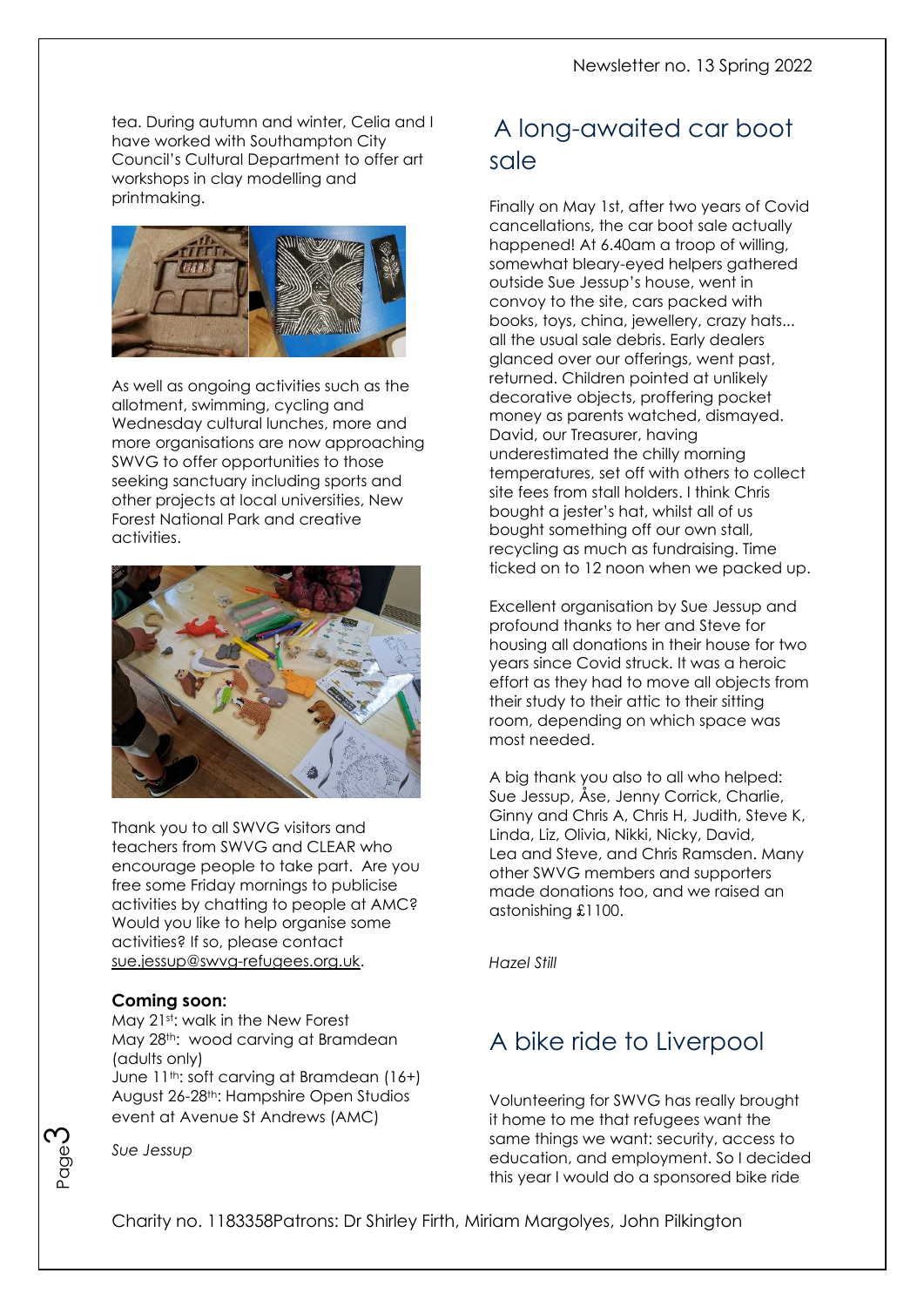tea. During autumn and winter, Celia and I have worked with Southampton City Council's Cultural Department to offer art workshops in clay modelling and printmaking.

As well as ongoing activities such as the allotment, swimming, cycling and Wednesday cultural lunches, more and more organisations are now approaching SWVG to offer opportunities to those seeking sanctuary including sports and other projects at local universities, New Forest National Park and creative activities.

Thank you to all SWVG visitors and teachers from SWVG and CLEAR who encourage people to take part. Are you free some Friday mornings to publicise activities by chatting to people at AMC? Would you like to help organise some activities? If so, please contact sue.jessup@swvg-refugees.org.uk.

**Coming soon:**

May 21st: walk in the New Forest
May 28th: wood carving at Bramdean (adults only)
June 11th: soft carving at Bramdean (16+)
August 26-28th: Hampshire Open Studios event at Avenue St Andrews (AMC)

*Sue Jessup*

## A long-awaited car boot sale

Finally on May 1st, after two years of Covid cancellations, the car boot sale actually happened! At 6.40am a troop of willing, somewhat bleary-eyed helpers gathered outside Sue Jessup's house, went in convoy to the site, cars packed with books, toys, china, jewellery, crazy hats... all the usual sale debris. Early dealers glanced over our offerings, went past, returned. Children pointed at unlikely decorative objects, proffering pocket money as parents watched, dismayed. David, our Treasurer, having underestimated the chilly morning temperatures, set off with others to collect site fees from stall holders. I think Chris bought a jester's hat, whilst all of us bought something off our own stall, recycling as much as fundraising. Time ticked on to 12 noon when we packed up.

Excellent organisation by Sue Jessup and profound thanks to her and Steve for housing all donations in their house for two years since Covid struck. It was a heroic effort as they had to move all objects from their study to their attic to their sitting room, depending on which space was most needed.

A big thank you also to all who helped: Sue Jessup, Åse, Jenny Corrick, Charlie, Ginny and Chris A, Chris H, Judith, Steve K, Linda, Liz, Olivia, Nikki, Nicky, David, Lea and Steve, and Chris Ramsden. Many other SWVG members and supporters made donations too, and we raised an astonishing £1100.

*Hazel Still*

## A bike ride to Liverpool

Volunteering for SWVG has really brought it home to me that refugees want the same things we want: security, access to education, and employment. So I decided this year I would do a sponsored bike ride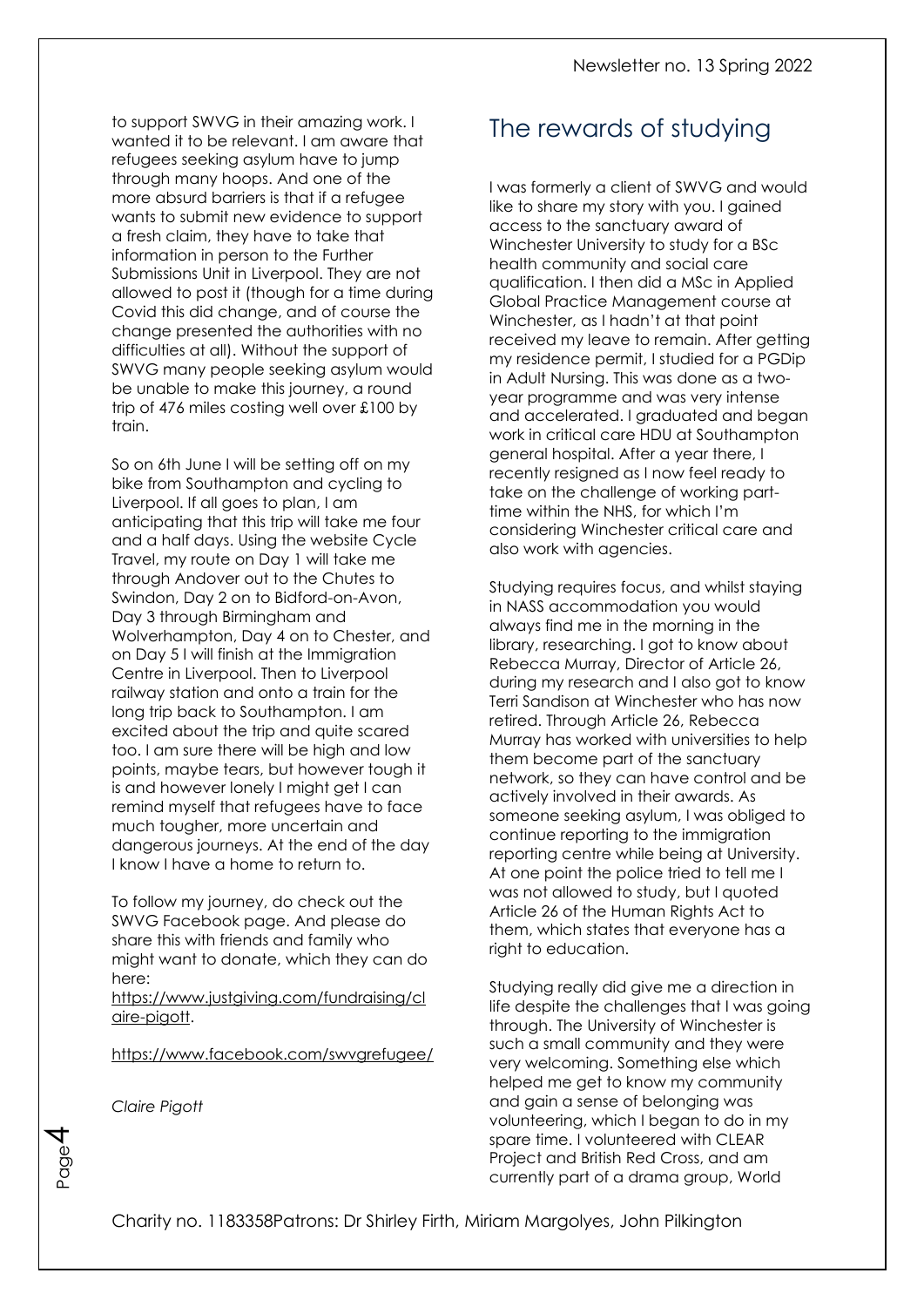to support SWVG in their amazing work. I wanted it to be relevant. I am aware that refugees seeking asylum have to jump through many hoops. And one of the more absurd barriers is that if a refugee wants to submit new evidence to support a fresh claim, they have to take that information in person to the Further Submissions Unit in Liverpool. They are not allowed to post it (though for a time during Covid this did change, and of course the change presented the authorities with no difficulties at all). Without the support of SWVG many people seeking asylum would be unable to make this journey, a round trip of 476 miles costing well over £100 by train.

So on 6th June I will be setting off on my bike from Southampton and cycling to Liverpool. If all goes to plan, I am anticipating that this trip will take me four and a half days. Using the website Cycle Travel, my route on Day 1 will take me through Andover out to the Chutes to Swindon, Day 2 on to Bidford-on-Avon, Day 3 through Birmingham and Wolverhampton, Day 4 on to Chester, and on Day 5 I will finish at the Immigration Centre in Liverpool. Then to Liverpool railway station and onto a train for the long trip back to Southampton. I am excited about the trip and quite scared too. I am sure there will be high and low points, maybe tears, but however tough it is and however lonely I might get I can remind myself that refugees have to face much tougher, more uncertain and dangerous journeys. At the end of the day I know I have a home to return to.

To follow my journey, do check out the SWVG Facebook page. And please do share this with friends and family who might want to donate, which they can do here:
https://www.justgiving.com/fundraising/claire-pigott.

https://www.facebook.com/swvgrefugee/

*Claire Pigott*

# The rewards of studying

I was formerly a client of SWVG and would like to share my story with you. I gained access to the sanctuary award of Winchester University to study for a BSc health community and social care qualification. I then did a MSc in Applied Global Practice Management course at Winchester, as I hadn't at that point received my leave to remain. After getting my residence permit, I studied for a PGDip in Adult Nursing. This was done as a two-year programme and was very intense and accelerated. I graduated and began work in critical care HDU at Southampton general hospital. After a year there, I recently resigned as I now feel ready to take on the challenge of working part-time within the NHS, for which I'm considering Winchester critical care and also work with agencies.

Studying requires focus, and whilst staying in NASS accommodation you would always find me in the morning in the library, researching. I got to know about Rebecca Murray, Director of Article 26, during my research and I also got to know Terri Sandison at Winchester who has now retired. Through Article 26, Rebecca Murray has worked with universities to help them become part of the sanctuary network, so they can have control and be actively involved in their awards. As someone seeking asylum, I was obliged to continue reporting to the immigration reporting centre while being at University. At one point the police tried to tell me I was not allowed to study, but I quoted Article 26 of the Human Rights Act to them, which states that everyone has a right to education.

Studying really did give me a direction in life despite the challenges that I was going through. The University of Winchester is such a small community and they were very welcoming. Something else which helped me get to know my community and gain a sense of belonging was volunteering, which I began to do in my spare time. I volunteered with CLEAR Project and British Red Cross, and am currently part of a drama group, World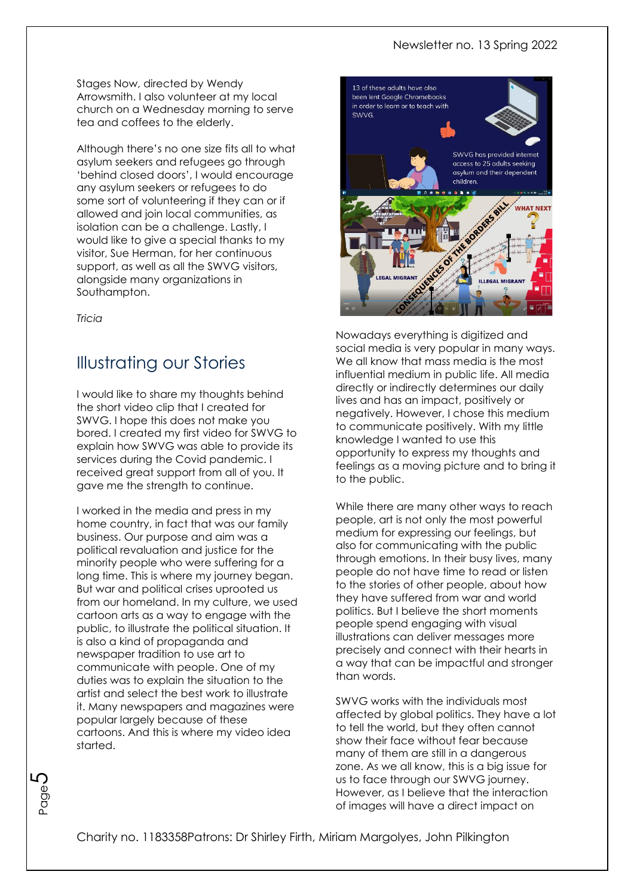Stages Now, directed by Wendy Arrowsmith. I also volunteer at my local church on a Wednesday morning to serve tea and coffees to the elderly.

Although there's no one size fits all to what asylum seekers and refugees go through 'behind closed doors', I would encourage any asylum seekers or refugees to do some sort of volunteering if they can or if allowed and join local communities, as isolation can be a challenge. Lastly, I would like to give a special thanks to my visitor, Sue Herman, for her continuous support, as well as all the SWVG visitors, alongside many organizations in Southampton.

*Tricia*

## Illustrating our Stories

I would like to share my thoughts behind the short video clip that I created for SWVG. I hope this does not make you bored. I created my first video for SWVG to explain how SWVG was able to provide its services during the Covid pandemic. I received great support from all of you. It gave me the strength to continue.

I worked in the media and press in my home country, in fact that was our family business. Our purpose and aim was a political revaluation and justice for the minority people who were suffering for a long time. This is where my journey began. But war and political crises uprooted us from our homeland. In my culture, we used cartoon arts as a way to engage with the public, to illustrate the political situation. It is also a kind of propaganda and newspaper tradition to use art to communicate with people. One of my duties was to explain the situation to the artist and select the best work to illustrate it. Many newspapers and magazines were popular largely because of these cartoons. And this is where my video idea started.

Nowadays everything is digitized and social media is very popular in many ways. We all know that mass media is the most influential medium in public life. All media directly or indirectly determines our daily lives and has an impact, positively or negatively. However, I chose this medium to communicate positively. With my little knowledge I wanted to use this opportunity to express my thoughts and feelings as a moving picture and to bring it to the public.

While there are many other ways to reach people, art is not only the most powerful medium for expressing our feelings, but also for communicating with the public through emotions. In their busy lives, many people do not have time to read or listen to the stories of other people, about how they have suffered from war and world politics. But I believe the short moments people spend engaging with visual illustrations can deliver messages more precisely and connect with their hearts in a way that can be impactful and stronger than words.

SWVG works with the individuals most affected by global politics. They have a lot to tell the world, but they often cannot show their face without fear because many of them are still in a dangerous zone. As we all know, this is a big issue for us to face through our SWVG journey. However, as I believe that the interaction of images will have a direct impact on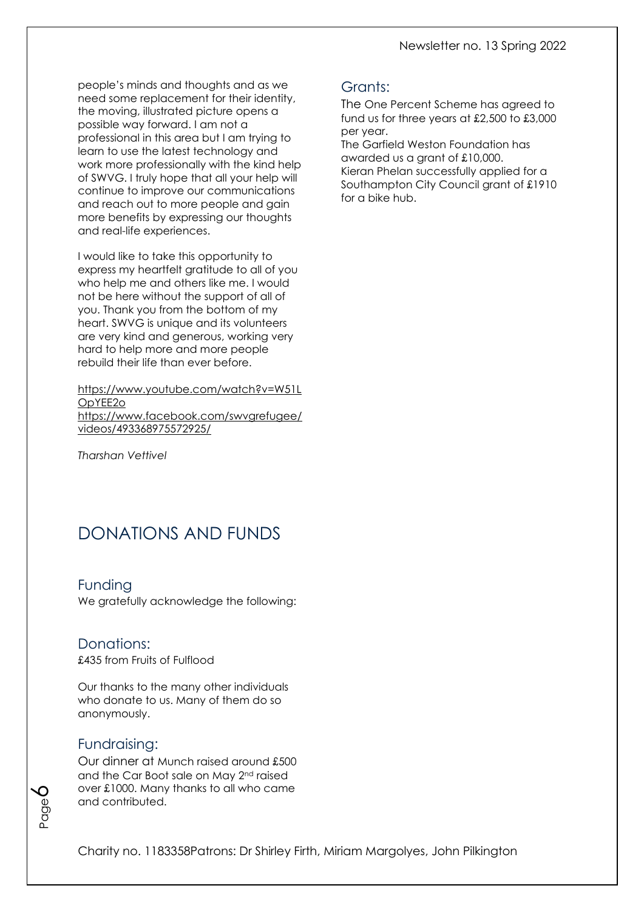people's minds and thoughts and as we need some replacement for their identity, the moving, illustrated picture opens a possible way forward. I am not a professional in this area but I am trying to learn to use the latest technology and work more professionally with the kind help of SWVG. I truly hope that all your help will continue to improve our communications and reach out to more people and gain more benefits by expressing our thoughts and real-life experiences.

I would like to take this opportunity to express my heartfelt gratitude to all of you who help me and others like me. I would not be here without the support of all of you. Thank you from the bottom of my heart. SWVG is unique and its volunteers are very kind and generous, working very hard to help more and more people rebuild their life than ever before.

https://www.youtube.com/watch?v=W51LOpYEE2o
https://www.facebook.com/swvgrefugee/videos/493368975572925/

*Tharshan Vettivel*

# DONATIONS AND FUNDS

## Funding

We gratefully acknowledge the following:

## Donations:

£435 from Fruits of Fulflood

Our thanks to the many other individuals who donate to us. Many of them do so anonymously.

## Fundraising:

Our dinner at Munch raised around £500 and the Car Boot sale on May 2nd raised over £1000. Many thanks to all who came and contributed.

## Grants:

The One Percent Scheme has agreed to fund us for three years at £2,500 to £3,000 per year.
The Garfield Weston Foundation has awarded us a grant of £10,000.
Kieran Phelan successfully applied for a Southampton City Council grant of £1910 for a bike hub.